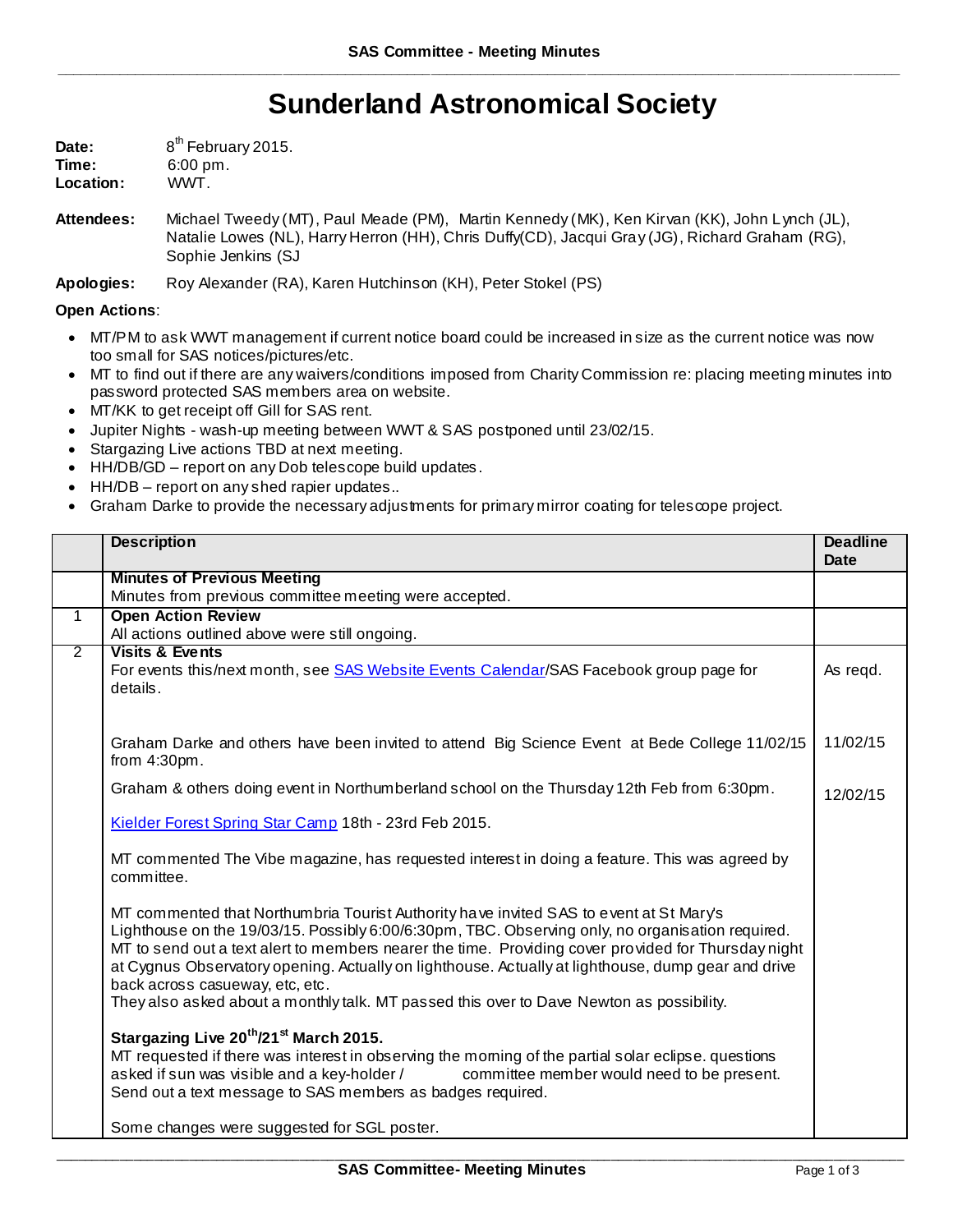# Sunderland Astronomical Society

**Date:** 8th February 2015.
**Time:** 6:00 pm.
**Location:** WWT.

**Attendees:** Michael Tweedy (MT), Paul Meade (PM), Martin Kennedy (MK), Ken Kirvan (KK), John Lynch (JL), Natalie Lowes (NL), Harry Herron (HH), Chris Duffy(CD), Jacqui Gray (JG), Richard Graham (RG), Sophie Jenkins (SJ

**Apologies:** Roy Alexander (RA), Karen Hutchinson (KH), Peter Stokel (PS)

**Open Actions**:

- MT/PM to ask WWT management if current notice board could be increased in size as the current notice was now too small for SAS notices/pictures/etc.
- MT to find out if there are any waivers/conditions imposed from Charity Commission re: placing meeting minutes into password protected SAS members area on website.
- MT/KK to get receipt off Gill for SAS rent.
- Jupiter Nights - wash-up meeting between WWT & SAS postponed until 23/02/15.
- Stargazing Live actions TBD at next meeting.
- HH/DB/GD – report on any Dob telescope build updates.
- HH/DB – report on any shed rapier updates..
- Graham Darke to provide the necessary adjustments for primary mirror coating for telescope project.

| | Description | Deadline Date |
|---|---|---|
| | **Minutes of Previous Meeting**<br>Minutes from previous committee meeting were accepted. | |
| 1 | **Open Action Review**<br>All actions outlined above were still ongoing. | |
| 2 | **Visits & Events**<br>For events this/next month, see SAS Website Events Calendar/SAS Facebook group page for details. | As reqd. |
| | Graham Darke and others have been invited to attend Big Science Event at Bede College 11/02/15 from 4:30pm. | 11/02/15 |
| | Graham & others doing event in Northumberland school on the Thursday 12th Feb from 6:30pm. | 12/02/15 |
| | Kielder Forest Spring Star Camp 18th - 23rd Feb 2015. | |
| | MT commented The Vibe magazine, has requested interest in doing a feature. This was agreed by committee. | |
| | MT commented that Northumbria Tourist Authority have invited SAS to event at St Mary's Lighthouse on the 19/03/15. Possibly 6:00/6:30pm, TBC. Observing only, no organisation required. MT to send out a text alert to members nearer the time. Providing cover provided for Thursday night at Cygnus Observatory opening. Actually on lighthouse. Actually at lighthouse, dump gear and drive back across casueway, etc, etc.<br>They also asked about a monthly talk. MT passed this over to Dave Newton as possibility. | |
| | **Stargazing Live 20th/21st March 2015.**<br>MT requested if there was interest in observing the morning of the partial solar eclipse. questions asked if sun was visible and a key-holder / committee member would need to be present. Send out a text message to SAS members as badges required.<br><br>Some changes were suggested for SGL poster. | |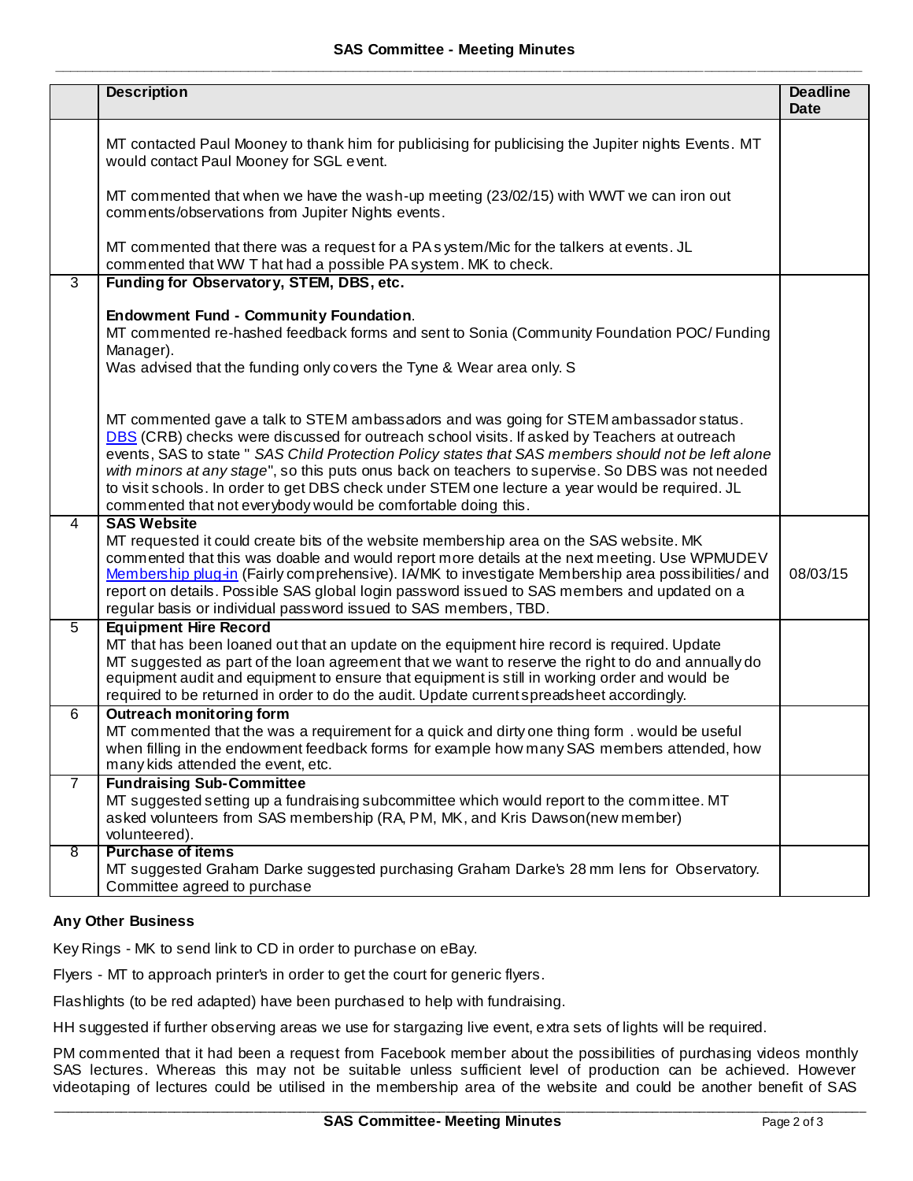| | Description | Deadline Date |
|---|---|---|
| | MT contacted Paul Mooney to thank him for publicising for publicising the Jupiter nights Events. MT would contact Paul Mooney for SGL event.<br><br>MT commented that when we have the wash-up meeting (23/02/15) with WWT we can iron out comments/observations from Jupiter Nights events.<br><br>MT commented that there was a request for a PA system/Mic for the talkers at events. JL commented that WW T hat had a possible PA system. MK to check. | |
| 3 | **Funding for Observatory, STEM, DBS, etc.**<br><br>**Endowment Fund - Community Foundation**.<br>MT commented re-hashed feedback forms and sent to Sonia (Community Foundation POC/ Funding Manager).<br>Was advised that the funding only covers the Tyne & Wear area only. S<br><br>MT commented gave a talk to STEM ambassadors and was going for STEM ambassador status. DBS (CRB) checks were discussed for outreach school visits. If asked by Teachers at outreach events, SAS to state " *SAS Child Protection Policy states that SAS members should not be left alone with minors at any stage*", so this puts onus back on teachers to supervise. So DBS was not needed to visit schools. In order to get DBS check under STEM one lecture a year would be required. JL commented that not everybody would be comfortable doing this. | |
| 4 | **SAS Website**<br>MT requested it could create bits of the website membership area on the SAS website. MK commented that this was doable and would report more details at the next meeting. Use WPMUDEV Membership plug-in (Fairly comprehensive). IA/MK to investigate Membership possibilities/ and report on details. Possible SAS global login password issued to SAS members and updated on a regular basis or individual password issued to SAS members, TBD. | 08/03/15 |
| 5 | **Equipment Hire Record**<br>MT that has been loaned out that an update on the equipment hire record is required. Update<br>MT suggested as part of the loan agreement that we want to reserve the right to do and annually do equipment audit and equipment to ensure that equipment is still in working order and would be required to be returned in order to do the audit. Update current spreadsheet accordingly. | |
| 6 | **Outreach monitoring form**<br>MT commented that the was a requirement for a quick and dirty one thing form . would be useful when filling in the endowment feedback forms for example how many SAS members attended, how many kids attended the event, etc. | |
| 7 | **Fundraising Sub-Committee**<br>MT suggested setting up a fundraising subcommittee which would report to the committee. MT asked volunteers from SAS membership (RA, PM, MK, and Kris Dawson(new member) volunteered). | |
| 8 | **Purchase of items**<br>MT suggested Graham Darke suggested purchasing Graham Darke's 28 mm lens for Observatory. Committee agreed to purchase | |

**Any Other Business**

Key Rings - MK to send link to CD in order to purchase on eBay.

Flyers - MT to approach printer's in order to get the court for generic flyers.

Flashlights (to be red adapted) have been purchased to help with fundraising.

HH suggested if further observing areas we use for stargazing live event, extra sets of lights will be required.

PM commented that it had been a request from Facebook member about the possibilities of purchasing videos monthly SAS lectures. Whereas this may not be suitable unless sufficient level of production can be achieved. However videotaping of lectures could be utilised in the membership area of the website and could be another benefit of SAS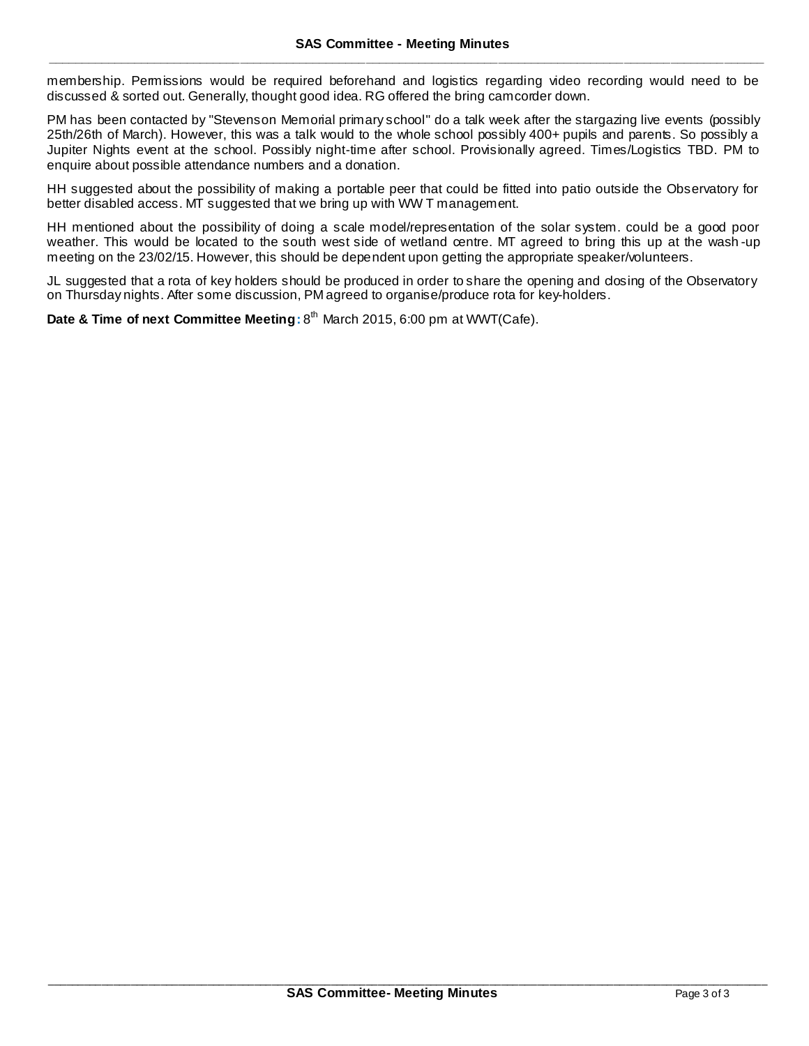membership. Permissions would be required beforehand and logistics regarding video recording would need to be discussed & sorted out. Generally, thought good idea. RG offered the bring camcorder down.

PM has been contacted by "Stevenson Memorial primary school" do a talk week after the stargazing live events (possibly 25th/26th of March). However, this was a talk would to the whole school possibly 400+ pupils and parents. So possibly a Jupiter Nights event at the school. Possibly night-time after school. Provisionally agreed. Times/Logistics TBD. PM to enquire about possible attendance numbers and a donation.

HH suggested about the possibility of making a portable peer that could be fitted into patio outside the Observatory for better disabled access. MT suggested that we bring up with WW T management.

HH mentioned about the possibility of doing a scale model/representation of the solar system. could be a good poor weather. This would be located to the south west side of wetland centre. MT agreed to bring this up at the wash-up meeting on the 23/02/15. However, this should be dependent upon getting the appropriate speaker/volunteers.

JL suggested that a rota of key holders should be produced in order to share the opening and closing of the Observatory on Thursday nights. After some discussion, PM agreed to organise/produce rota for key-holders.

**Date & Time of next Committee Meeting:** 8th March 2015, 6:00 pm at WWT(Cafe).